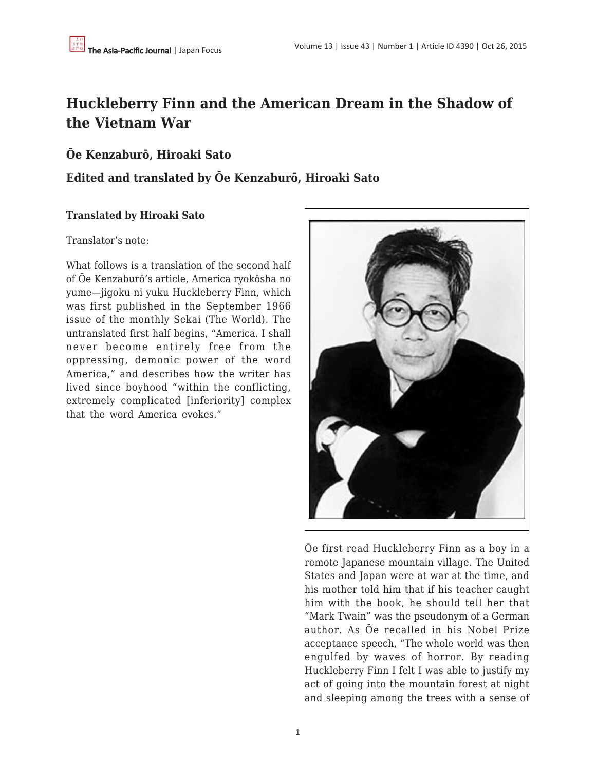# Huckleberry Finn and the American Dream in the Shadow of the Vietnam War

### Ōe Kenzaburō, Hiroaki Sato

### Edited and translated by Ōe Kenzaburō, Hiroaki Sato

**Translated by Hiroaki Sato**

Translator's note:

What follows is a translation of the second half of Ōe Kenzaburō's article, America ryokōsha no yume—jigoku ni yuku Huckleberry Finn, which was first published in the September 1966 issue of the monthly Sekai (The World). The untranslated first half begins, "America. I shall never become entirely free from the oppressing, demonic power of the word America," and describes how the writer has lived since boyhood "within the conflicting, extremely complicated [inferiority] complex that the word America evokes."

Ōe first read Huckleberry Finn as a boy in a remote Japanese mountain village. The United States and Japan were at war at the time, and his mother told him that if his teacher caught him with the book, he should tell her that "Mark Twain" was the pseudonym of a German author. As Ōe recalled in his Nobel Prize acceptance speech, "The whole world was then engulfed by waves of horror. By reading Huckleberry Finn I felt I was able to justify my act of going into the mountain forest at night and sleeping among the trees with a sense of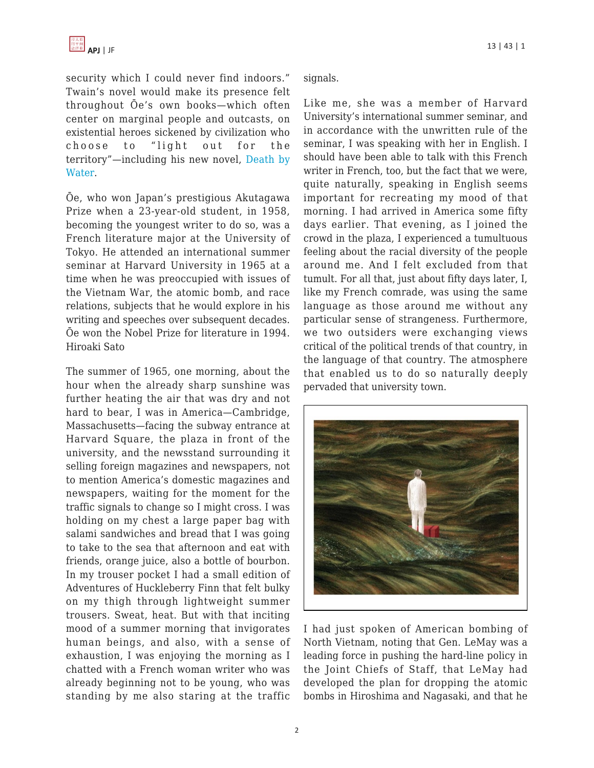security which I could never find indoors." Twain's novel would make its presence felt throughout Ōe's own books—which often center on marginal people and outcasts, on existential heroes sickened by civilization who choose to "light out for the territory"—including his new novel, Death by Water.

Ōe, who won Japan's prestigious Akutagawa Prize when a 23-year-old student, in 1958, becoming the youngest writer to do so, was a French literature major at the University of Tokyo. He attended an international summer seminar at Harvard University in 1965 at a time when he was preoccupied with issues of the Vietnam War, the atomic bomb, and race relations, subjects that he would explore in his writing and speeches over subsequent decades. Ōe won the Nobel Prize for literature in 1994. Hiroaki Sato

The summer of 1965, one morning, about the hour when the already sharp sunshine was further heating the air that was dry and not hard to bear, I was in America—Cambridge, Massachusetts—facing the subway entrance at Harvard Square, the plaza in front of the university, and the newsstand surrounding it selling foreign magazines and newspapers, not to mention America's domestic magazines and newspapers, waiting for the moment for the traffic signals to change so I might cross. I was holding on my chest a large paper bag with salami sandwiches and bread that I was going to take to the sea that afternoon and eat with friends, orange juice, also a bottle of bourbon. In my trouser pocket I had a small edition of Adventures of Huckleberry Finn that felt bulky on my thigh through lightweight summer trousers. Sweat, heat. But with that inciting mood of a summer morning that invigorates human beings, and also, with a sense of exhaustion, I was enjoying the morning as I chatted with a French woman writer who was already beginning not to be young, who was standing by me also staring at the traffic signals.

Like me, she was a member of Harvard University's international summer seminar, and in accordance with the unwritten rule of the seminar, I was speaking with her in English. I should have been able to talk with this French writer in French, too, but the fact that we were, quite naturally, speaking in English seems important for recreating my mood of that morning. I had arrived in America some fifty days earlier. That evening, as I joined the crowd in the plaza, I experienced a tumultuous feeling about the racial diversity of the people around me. And I felt excluded from that tumult. For all that, just about fifty days later, I, like my French comrade, was using the same language as those around me without any particular sense of strangeness. Furthermore, we two outsiders were exchanging views critical of the political trends of that country, in the language of that country. The atmosphere that enabled us to do so naturally deeply pervaded that university town.

I had just spoken of American bombing of North Vietnam, noting that Gen. LeMay was a leading force in pushing the hard-line policy in the Joint Chiefs of Staff, that LeMay had developed the plan for dropping the atomic bombs in Hiroshima and Nagasaki, and that he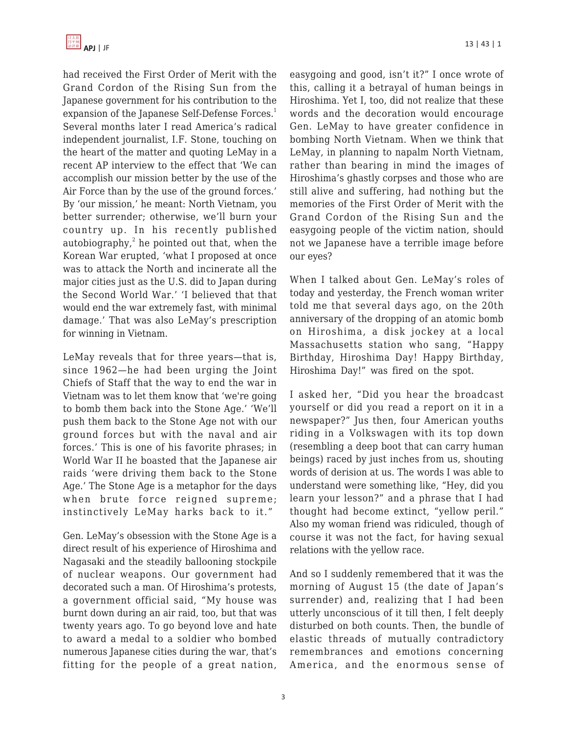had received the First Order of Merit with the Grand Cordon of the Rising Sun from the Japanese government for his contribution to the expansion of the Japanese Self-Defense Forces.[1] Several months later I read America's radical independent journalist, I.F. Stone, touching on the heart of the matter and quoting LeMay in a recent AP interview to the effect that 'We can accomplish our mission better by the use of the Air Force than by the use of the ground forces.' By 'our mission,' he meant: North Vietnam, you better surrender; otherwise, we'll burn your country up. In his recently published autobiography,[2] he pointed out that, when the Korean War erupted, 'what I proposed at once was to attack the North and incinerate all the major cities just as the U.S. did to Japan during the Second World War.' 'I believed that that would end the war extremely fast, with minimal damage.' That was also LeMay's prescription for winning in Vietnam.

LeMay reveals that for three years—that is, since 1962—he had been urging the Joint Chiefs of Staff that the way to end the war in Vietnam was to let them know that 'we're going to bomb them back into the Stone Age.' 'We'll push them back to the Stone Age not with our ground forces but with the naval and air forces.' This is one of his favorite phrases; in World War II he boasted that the Japanese air raids 'were driving them back to the Stone Age.' The Stone Age is a metaphor for the days when brute force reigned supreme; instinctively LeMay harks back to it."

Gen. LeMay's obsession with the Stone Age is a direct result of his experience of Hiroshima and Nagasaki and the steadily ballooning stockpile of nuclear weapons. Our government had decorated such a man. Of Hiroshima's protests, a government official said, "My house was burnt down during an air raid, too, but that was twenty years ago. To go beyond love and hate to award a medal to a soldier who bombed numerous Japanese cities during the war, that's fitting for the people of a great nation, easygoing and good, isn't it?" I once wrote of this, calling it a betrayal of human beings in Hiroshima. Yet I, too, did not realize that these words and the decoration would encourage Gen. LeMay to have greater confidence in bombing North Vietnam. When we think that LeMay, in planning to napalm North Vietnam, rather than bearing in mind the images of Hiroshima's ghastly corpses and those who are still alive and suffering, had nothing but the memories of the First Order of Merit with the Grand Cordon of the Rising Sun and the easygoing people of the victim nation, should not we Japanese have a terrible image before our eyes?

When I talked about Gen. LeMay's roles of today and yesterday, the French woman writer told me that several days ago, on the 20th anniversary of the dropping of an atomic bomb on Hiroshima, a disk jockey at a local Massachusetts station who sang, "Happy Birthday, Hiroshima Day! Happy Birthday, Hiroshima Day!" was fired on the spot.

I asked her, "Did you hear the broadcast yourself or did you read a report on it in a newspaper?" Jus then, four American youths riding in a Volkswagen with its top down (resembling a deep boot that can carry human beings) raced by just inches from us, shouting words of derision at us. The words I was able to understand were something like, "Hey, did you learn your lesson?" and a phrase that I had thought had become extinct, "yellow peril." Also my woman friend was ridiculed, though of course it was not the fact, for having sexual relations with the yellow race.

And so I suddenly remembered that it was the morning of August 15 (the date of Japan's surrender) and, realizing that I had been utterly unconscious of it till then, I felt deeply disturbed on both counts. Then, the bundle of elastic threads of mutually contradictory remembrances and emotions concerning America, and the enormous sense of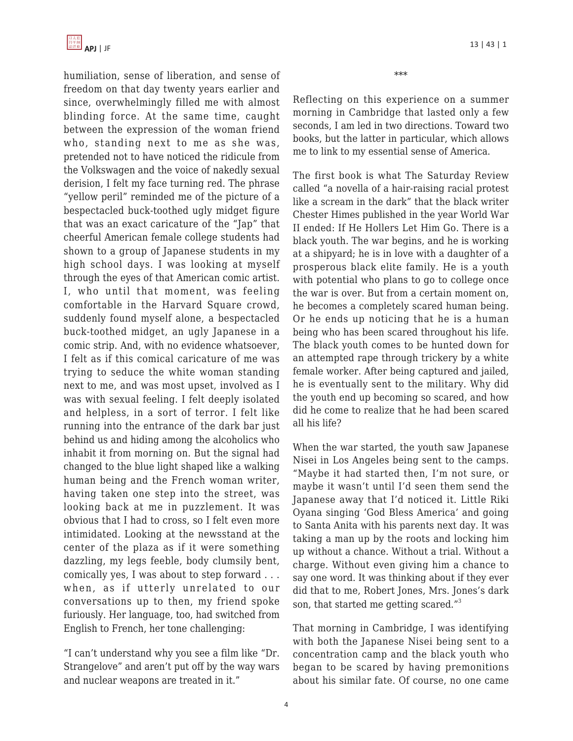humiliation, sense of liberation, and sense of freedom on that day twenty years earlier and since, overwhelmingly filled me with almost blinding force. At the same time, caught between the expression of the woman friend who, standing next to me as she was, pretended not to have noticed the ridicule from the Volkswagen and the voice of nakedly sexual derision, I felt my face turning red. The phrase "yellow peril" reminded me of the picture of a bespectacled buck-toothed ugly midget figure that was an exact caricature of the "Jap" that cheerful American female college students had shown to a group of Japanese students in my high school days. I was looking at myself through the eyes of that American comic artist. I, who until that moment, was feeling comfortable in the Harvard Square crowd, suddenly found myself alone, a bespectacled buck-toothed midget, an ugly Japanese in a comic strip. And, with no evidence whatsoever, I felt as if this comical caricature of me was trying to seduce the white woman standing next to me, and was most upset, involved as I was with sexual feeling. I felt deeply isolated and helpless, in a sort of terror. I felt like running into the entrance of the dark bar just behind us and hiding among the alcoholics who inhabit it from morning on. But the signal had changed to the blue light shaped like a walking human being and the French woman writer, having taken one step into the street, was looking back at me in puzzlement. It was obvious that I had to cross, so I felt even more intimidated. Looking at the newsstand at the center of the plaza as if it were something dazzling, my legs feeble, body clumsily bent, comically yes, I was about to step forward . . . when, as if utterly unrelated to our conversations up to then, my friend spoke furiously. Her language, too, had switched from English to French, her tone challenging:

"I can't understand why you see a film like "Dr. Strangelove" and aren't put off by the way wars and nuclear weapons are treated in it."

***

Reflecting on this experience on a summer morning in Cambridge that lasted only a few seconds, I am led in two directions. Toward two books, but the latter in particular, which allows me to link to my essential sense of America.

The first book is what The Saturday Review called "a novella of a hair-raising racial protest like a scream in the dark" that the black writer Chester Himes published in the year World War II ended: If He Hollers Let Him Go. There is a black youth. The war begins, and he is working at a shipyard; he is in love with a daughter of a prosperous black elite family. He is a youth with potential who plans to go to college once the war is over. But from a certain moment on, he becomes a completely scared human being. Or he ends up noticing that he is a human being who has been scared throughout his life. The black youth comes to be hunted down for an attempted rape through trickery by a white female worker. After being captured and jailed, he is eventually sent to the military. Why did the youth end up becoming so scared, and how did he come to realize that he had been scared all his life?

When the war started, the youth saw Japanese Nisei in Los Angeles being sent to the camps. "Maybe it had started then, I'm not sure, or maybe it wasn't until I'd seen them send the Japanese away that I'd noticed it. Little Riki Oyana singing 'God Bless America' and going to Santa Anita with his parents next day. It was taking a man up by the roots and locking him up without a chance. Without a trial. Without a charge. Without even giving him a chance to say one word. It was thinking about if they ever did that to me, Robert Jones, Mrs. Jones's dark son, that started me getting scared."[3]

That morning in Cambridge, I was identifying with both the Japanese Nisei being sent to a concentration camp and the black youth who began to be scared by having premonitions about his similar fate. Of course, no one came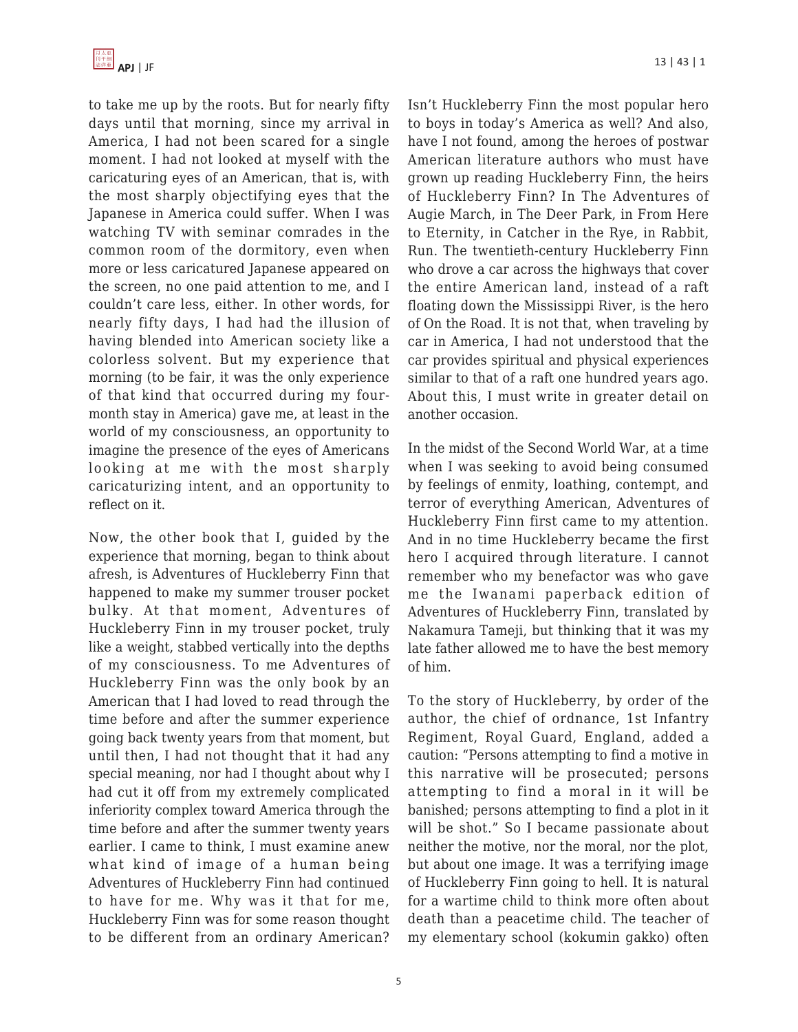to take me up by the roots. But for nearly fifty days until that morning, since my arrival in America, I had not been scared for a single moment. I had not looked at myself with the caricaturing eyes of an American, that is, with the most sharply objectifying eyes that the Japanese in America could suffer. When I was watching TV with seminar comrades in the common room of the dormitory, even when more or less caricatured Japanese appeared on the screen, no one paid attention to me, and I couldn't care less, either. In other words, for nearly fifty days, I had had the illusion of having blended into American society like a colorless solvent. But my experience that morning (to be fair, it was the only experience of that kind that occurred during my four-month stay in America) gave me, at least in the world of my consciousness, an opportunity to imagine the presence of the eyes of Americans looking at me with the most sharply caricaturizing intent, and an opportunity to reflect on it.

Now, the other book that I, guided by the experience that morning, began to think about afresh, is Adventures of Huckleberry Finn that happened to make my summer trouser pocket bulky. At that moment, Adventures of Huckleberry Finn in my trouser pocket, truly like a weight, stabbed vertically into the depths of my consciousness. To me Adventures of Huckleberry Finn was the only book by an American that I had loved to read through the time before and after the summer experience going back twenty years from that moment, but until then, I had not thought that it had any special meaning, nor had I thought about why I had cut it off from my extremely complicated inferiority complex toward America through the time before and after the summer twenty years earlier. I came to think, I must examine anew what kind of image of a human being Adventures of Huckleberry Finn had continued to have for me. Why was it that for me, Huckleberry Finn was for some reason thought to be different from an ordinary American? Isn't Huckleberry Finn the most popular hero to boys in today's America as well? And also, have I not found, among the heroes of postwar American literature authors who must have grown up reading Huckleberry Finn, the heirs of Huckleberry Finn? In The Adventures of Augie March, in The Deer Park, in From Here to Eternity, in Catcher in the Rye, in Rabbit, Run. The twentieth-century Huckleberry Finn who drove a car across the highways that cover the entire American land, instead of a raft floating down the Mississippi River, is the hero of On the Road. It is not that, when traveling by car in America, I had not understood that the car provides spiritual and physical experiences similar to that of a raft one hundred years ago. About this, I must write in greater detail on another occasion.

In the midst of the Second World War, at a time when I was seeking to avoid being consumed by feelings of enmity, loathing, contempt, and terror of everything American, Adventures of Huckleberry Finn first came to my attention. And in no time Huckleberry became the first hero I acquired through literature. I cannot remember who my benefactor was who gave me the Iwanami paperback edition of Adventures of Huckleberry Finn, translated by Nakamura Tameji, but thinking that it was my late father allowed me to have the best memory of him.

To the story of Huckleberry, by order of the author, the chief of ordnance, 1st Infantry Regiment, Royal Guard, England, added a caution: "Persons attempting to find a motive in this narrative will be prosecuted; persons attempting to find a moral in it will be banished; persons attempting to find a plot in it will be shot." So I became passionate about neither the motive, nor the moral, nor the plot, but about one image. It was a terrifying image of Huckleberry Finn going to hell. It is natural for a wartime child to think more often about death than a peacetime child. The teacher of my elementary school (kokumin gakko) often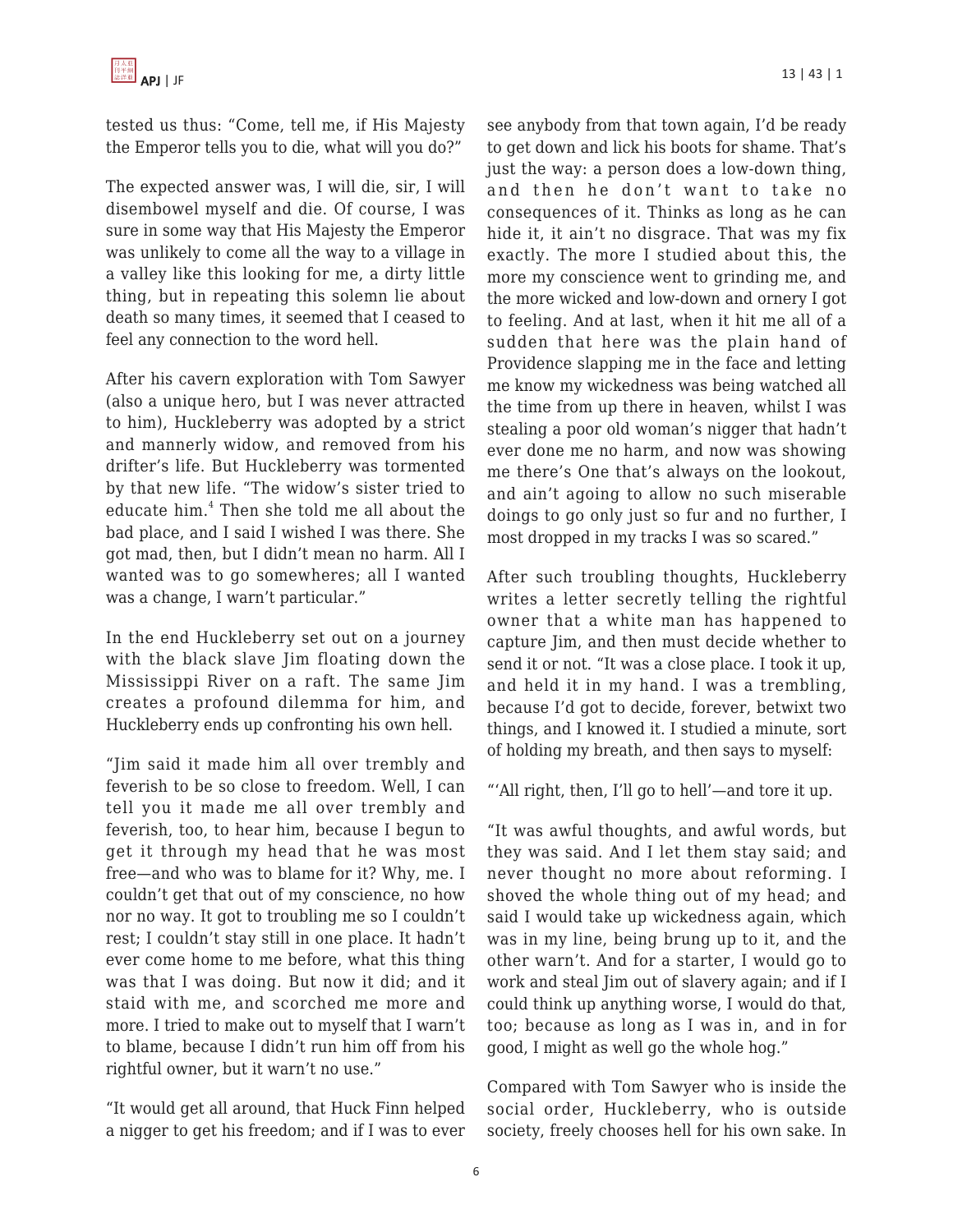tested us thus: "Come, tell me, if His Majesty the Emperor tells you to die, what will you do?"

The expected answer was, I will die, sir, I will disembowel myself and die. Of course, I was sure in some way that His Majesty the Emperor was unlikely to come all the way to a village in a valley like this looking for me, a dirty little thing, but in repeating this solemn lie about death so many times, it seemed that I ceased to feel any connection to the word hell.

After his cavern exploration with Tom Sawyer (also a unique hero, but I was never attracted to him), Huckleberry was adopted by a strict and mannerly widow, and removed from his drifter's life. But Huckleberry was tormented by that new life. "The widow's sister tried to educate him.[4] Then she told me all about the bad place, and I said I wished I was there. She got mad, then, but I didn't mean no harm. All I wanted was to go somewheres; all I wanted was a change, I warn't particular."

In the end Huckleberry set out on a journey with the black slave Jim floating down the Mississippi River on a raft. The same Jim creates a profound dilemma for him, and Huckleberry ends up confronting his own hell.

"Jim said it made him all over trembly and feverish to be so close to freedom. Well, I can tell you it made me all over trembly and feverish, too, to hear him, because I begun to get it through my head that he was most free—and who was to blame for it? Why, me. I couldn't get that out of my conscience, no how nor no way. It got to troubling me so I couldn't rest; I couldn't stay still in one place. It hadn't ever come home to me before, what this thing was that I was doing. But now it did; and it staid with me, and scorched me more and more. I tried to make out to myself that I warn't to blame, because I didn't run him off from his rightful owner, but it warn't no use."

"It would get all around, that Huck Finn helped a nigger to get his freedom; and if I was to ever see anybody from that town again, I'd be ready to get down and lick his boots for shame. That's just the way: a person does a low-down thing, and then he don't want to take no consequences of it. Thinks as long as he can hide it, it ain't no disgrace. That was my fix exactly. The more I studied about this, the more my conscience went to grinding me, and the more wicked and low-down and ornery I got to feeling. And at last, when it hit me all of a sudden that here was the plain hand of Providence slapping me in the face and letting me know my wickedness was being watched all the time from up there in heaven, whilst I was stealing a poor old woman's nigger that hadn't ever done me no harm, and now was showing me there's One that's always on the lookout, and ain't agoing to allow no such miserable doings to go only just so fur and no further, I most dropped in my tracks I was so scared."

After such troubling thoughts, Huckleberry writes a letter secretly telling the rightful owner that a white man has happened to capture Jim, and then must decide whether to send it or not. "It was a close place. I took it up, and held it in my hand. I was a trembling, because I'd got to decide, forever, betwixt two things, and I knowed it. I studied a minute, sort of holding my breath, and then says to myself:

"'All right, then, I'll go to hell'—and tore it up.

"It was awful thoughts, and awful words, but they was said. And I let them stay said; and never thought no more about reforming. I shoved the whole thing out of my head; and said I would take up wickedness again, which was in my line, being brung up to it, and the other warn't. And for a starter, I would go to work and steal Jim out of slavery again; and if I could think up anything worse, I would do that, too; because as long as I was in, and in for good, I might as well go the whole hog."

Compared with Tom Sawyer who is inside the social order, Huckleberry, who is outside society, freely chooses hell for his own sake. In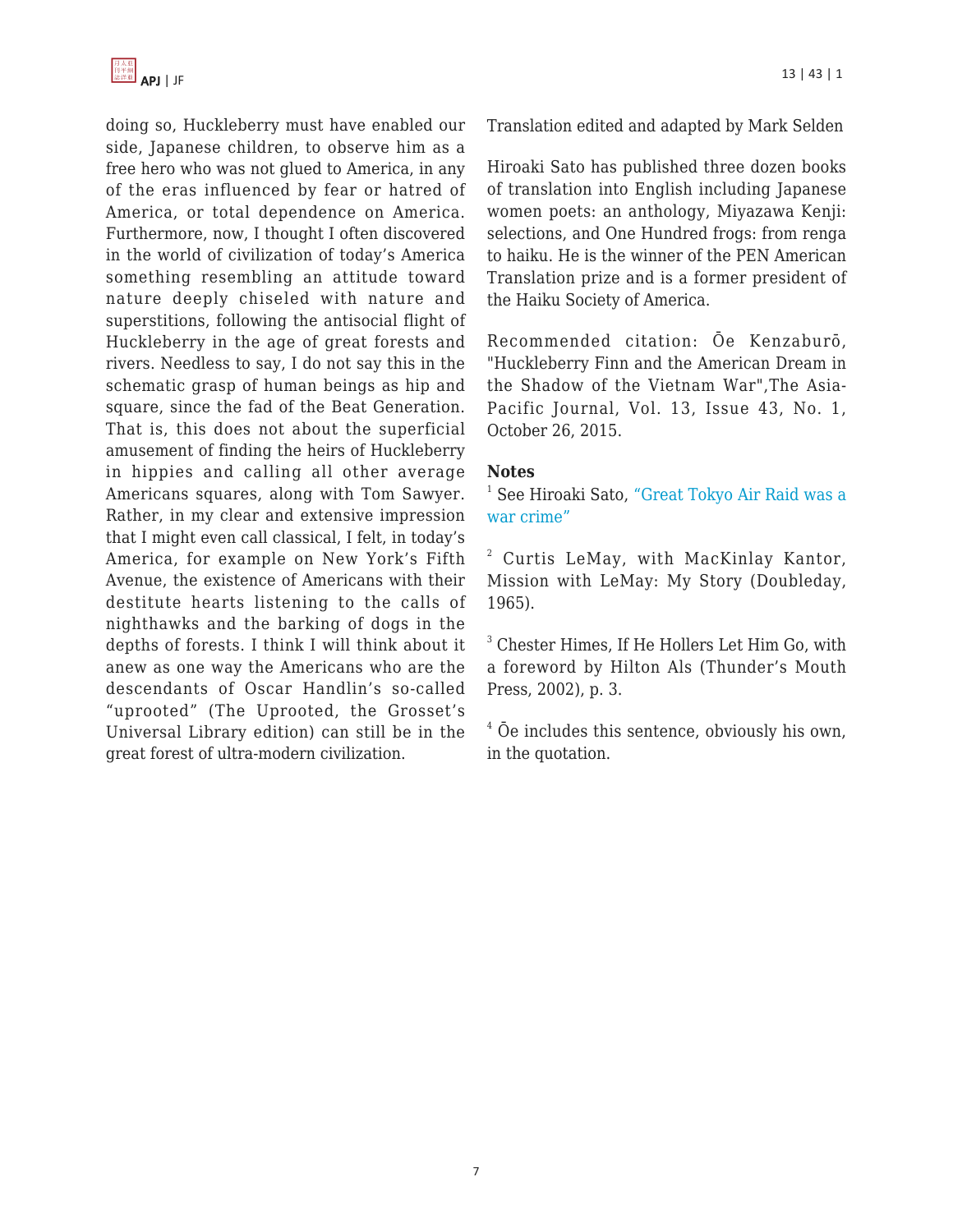doing so, Huckleberry must have enabled our side, Japanese children, to observe him as a free hero who was not glued to America, in any of the eras influenced by fear or hatred of America, or total dependence on America. Furthermore, now, I thought I often discovered in the world of civilization of today's America something resembling an attitude toward nature deeply chiseled with nature and superstitions, following the antisocial flight of Huckleberry in the age of great forests and rivers. Needless to say, I do not say this in the schematic grasp of human beings as hip and square, since the fad of the Beat Generation. That is, this does not about the superficial amusement of finding the heirs of Huckleberry in hippies and calling all other average Americans squares, along with Tom Sawyer. Rather, in my clear and extensive impression that I might even call classical, I felt, in today's America, for example on New York's Fifth Avenue, the existence of Americans with their destitute hearts listening to the calls of nighthawks and the barking of dogs in the depths of forests. I think I will think about it anew as one way the Americans who are the descendants of Oscar Handlin's so-called "uprooted" (The Uprooted, the Grosset's Universal Library edition) can still be in the great forest of ultra-modern civilization.

Translation edited and adapted by Mark Selden

Hiroaki Sato has published three dozen books of translation into English including Japanese women poets: an anthology, Miyazawa Kenji: selections, and One Hundred frogs: from renga to haiku. He is the winner of the PEN American Translation prize and is a former president of the Haiku Society of America.

Recommended citation: Ōe Kenzaburō, "Huckleberry Finn and the American Dream in the Shadow of the Vietnam War",The Asia-Pacific Journal, Vol. 13, Issue 43, No. 1, October 26, 2015.

**Notes**

[1] See Hiroaki Sato, "Great Tokyo Air Raid was a war crime"

[2] Curtis LeMay, with MacKinlay Kantor, Mission with LeMay: My Story (Doubleday, 1965).

[3] Chester Himes, If He Hollers Let Him Go, with a foreword by Hilton Als (Thunder's Mouth Press, 2002), p. 3.

[4] Ōe includes this sentence, obviously his own, in the quotation.